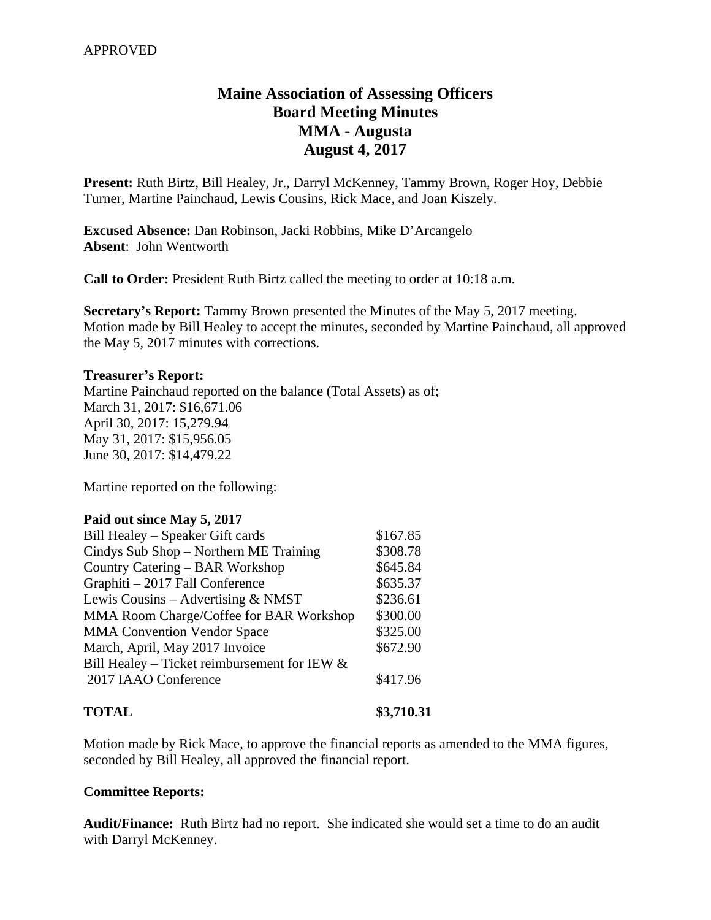APPROVED

# Maine Association of Assessing Officers
## Board Meeting Minutes
## MMA - Augusta
## August 4, 2017

**Present:** Ruth Birtz, Bill Healey, Jr., Darryl McKenney, Tammy Brown, Roger Hoy, Debbie Turner, Martine Painchaud, Lewis Cousins, Rick Mace, and Joan Kiszely.

**Excused Absence:** Dan Robinson, Jacki Robbins, Mike D'Arcangelo
**Absent**: John Wentworth

**Call to Order:** President Ruth Birtz called the meeting to order at 10:18 a.m.

**Secretary's Report:** Tammy Brown presented the Minutes of the May 5, 2017 meeting. Motion made by Bill Healey to accept the minutes, seconded by Martine Painchaud, all approved the May 5, 2017 minutes with corrections.

**Treasurer's Report:**
Martine Painchaud reported on the balance (Total Assets) as of;
March 31, 2017: $16,671.06
April 30, 2017: 15,279.94
May 31, 2017: $15,956.05
June 30, 2017: $14,479.22

Martine reported on the following:

**Paid out since May 5, 2017**

| | |
|---|---|
| Bill Healey – Speaker Gift cards | $167.85 |
| Cindys Sub Shop – Northern ME Training | $308.78 |
| Country Catering – BAR Workshop | $645.84 |
| Graphiti – 2017 Fall Conference | $635.37 |
| Lewis Cousins – Advertising & NMST | $236.61 |
| MMA Room Charge/Coffee for BAR Workshop | $300.00 |
| MMA Convention Vendor Space | $325.00 |
| March, April, May 2017 Invoice | $672.90 |
| Bill Healey – Ticket reimbursement for IEW & 2017 IAAO Conference | $417.96 |
| **TOTAL** | **$3,710.31** |

Motion made by Rick Mace, to approve the financial reports as amended to the MMA figures, seconded by Bill Healey, all approved the financial report.

**Committee Reports:**

**Audit/Finance:** Ruth Birtz had no report. She indicated she would set a time to do an audit with Darryl McKenney.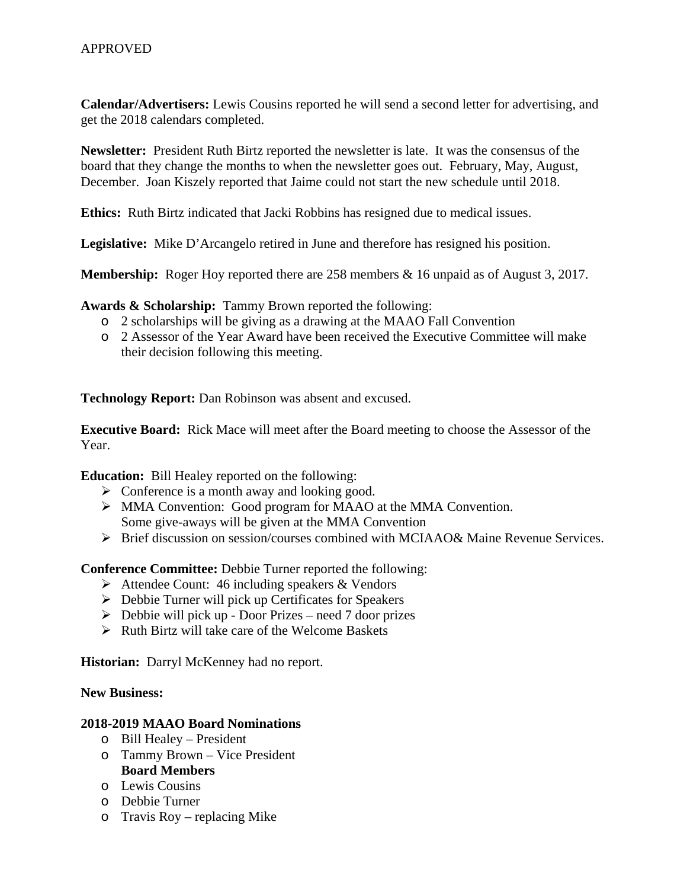APPROVED

**Calendar/Advertisers:** Lewis Cousins reported he will send a second letter for advertising, and get the 2018 calendars completed.

**Newsletter:** President Ruth Birtz reported the newsletter is late. It was the consensus of the board that they change the months to when the newsletter goes out. February, May, August, December. Joan Kiszely reported that Jaime could not start the new schedule until 2018.

**Ethics:** Ruth Birtz indicated that Jacki Robbins has resigned due to medical issues.

**Legislative:** Mike D'Arcangelo retired in June and therefore has resigned his position.

**Membership:** Roger Hoy reported there are 258 members & 16 unpaid as of August 3, 2017.

**Awards & Scholarship:** Tammy Brown reported the following:

- 2 scholarships will be giving as a drawing at the MAAO Fall Convention
- 2 Assessor of the Year Award have been received the Executive Committee will make their decision following this meeting.

**Technology Report:** Dan Robinson was absent and excused.

**Executive Board:** Rick Mace will meet after the Board meeting to choose the Assessor of the Year.

**Education:** Bill Healey reported on the following:

- Conference is a month away and looking good.
- MMA Convention: Good program for MAAO at the MMA Convention. Some give-aways will be given at the MMA Convention
- Brief discussion on session/courses combined with MCIAAO& Maine Revenue Services.

**Conference Committee:** Debbie Turner reported the following:

- Attendee Count: 46 including speakers & Vendors
- Debbie Turner will pick up Certificates for Speakers
- Debbie will pick up - Door Prizes – need 7 door prizes
- Ruth Birtz will take care of the Welcome Baskets

**Historian:** Darryl McKenney had no report.

**New Business:**

**2018-2019 MAAO Board Nominations**

- Bill Healey – President
- Tammy Brown – Vice President

**Board Members**

- Lewis Cousins
- Debbie Turner
- Travis Roy – replacing Mike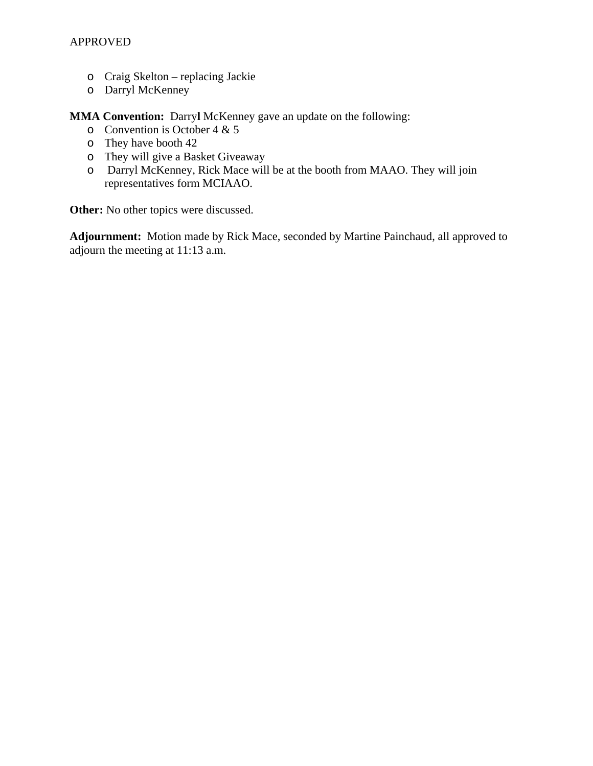APPROVED

- Craig Skelton – replacing Jackie
- Darryl McKenney

**MMA Convention:** Darryl McKenney gave an update on the following:

- Convention is October 4 & 5
- They have booth 42
- They will give a Basket Giveaway
- Darryl McKenney, Rick Mace will be at the booth from MAAO. They will join representatives form MCIAAO.

**Other:** No other topics were discussed.

**Adjournment:** Motion made by Rick Mace, seconded by Martine Painchaud, all approved to adjourn the meeting at 11:13 a.m.